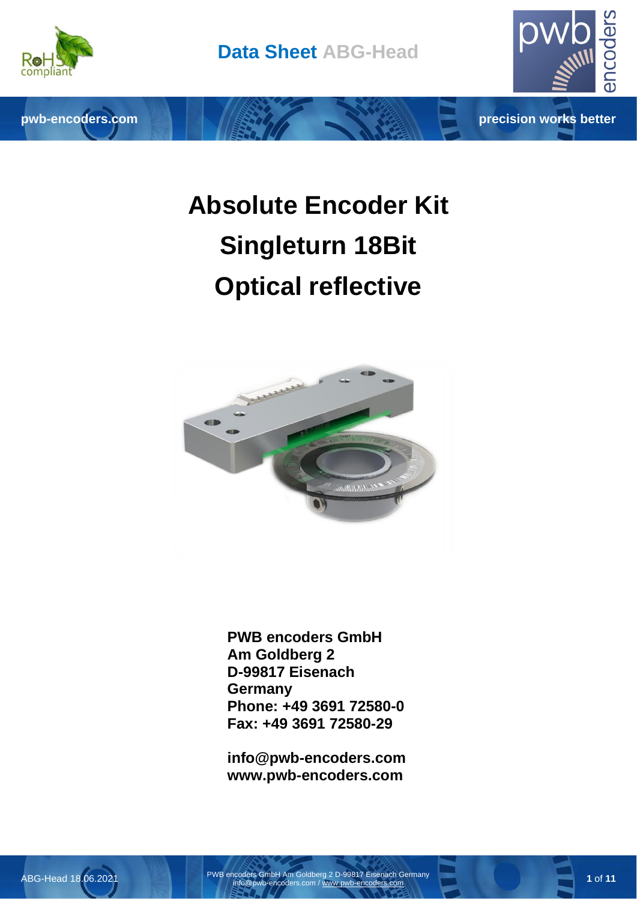# Absolute Encoder Kit

# Singleturn 18Bit

# Optical reflective

**PWB encoders GmbH**
**Am Goldberg 2**
**D-99817 Eisenach**
**Germany**
**Phone: +49 3691 72580-0**
**Fax: +49 3691 72580-29**

**info@pwb-encoders.com**
**www.pwb-encoders.com**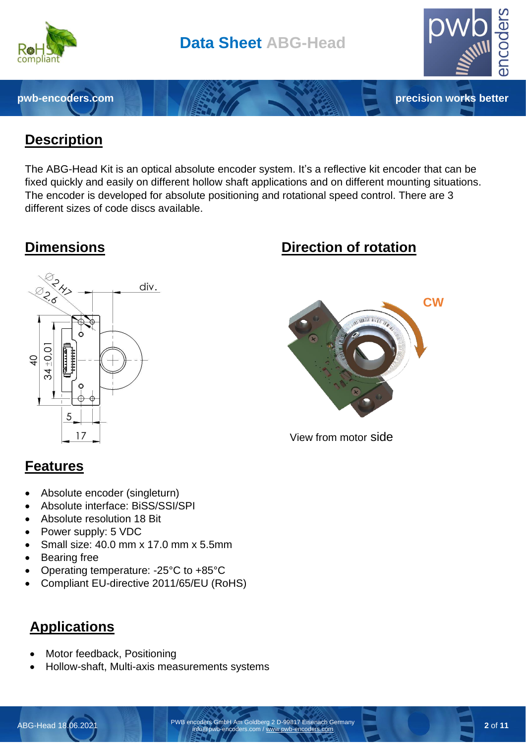## Description

The ABG-Head Kit is an optical absolute encoder system. It's a reflective kit encoder that can be fixed quickly and easily on different hollow shaft applications and on different mounting situations. The encoder is developed for absolute positioning and rotational speed control. There are 3 different sizes of code discs available.

## Dimensions

## Direction of rotation

View from motor side

## Features

- Absolute encoder (singleturn)
- Absolute interface: BiSS/SSI/SPI
- Absolute resolution 18 Bit
- Power supply: 5 VDC
- Small size: 40.0 mm x 17.0 mm x 5.5mm
- Bearing free
- Operating temperature: -25°C to +85°C
- Compliant EU-directive 2011/65/EU (RoHS)

## Applications

- Motor feedback, Positioning
- Hollow-shaft, Multi-axis measurements systems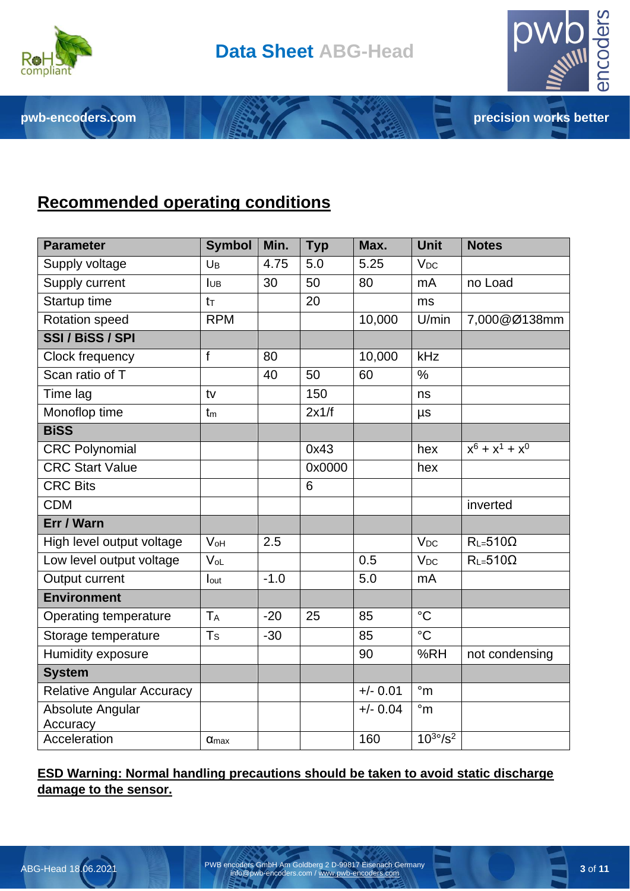## Recommended operating conditions

| Parameter | Symbol | Min. | Typ | Max. | Unit | Notes |
|---|---|---|---|---|---|---|
| Supply voltage | $U_B$ | 4.75 | 5.0 | 5.25 | $V_{DC}$ | |
| Supply current | $I_{UB}$ | 30 | 50 | 80 | mA | no Load |
| Startup time | $t_T$ | | 20 | | ms | |
| Rotation speed | RPM | | | 10,000 | U/min | 7,000@Ø138mm |
| **SSI / BiSS / SPI** | | | | | | |
| Clock frequency | f | 80 | | 10,000 | kHz | |
| Scan ratio of T | | 40 | 50 | 60 | % | |
| Time lag | tv | | 150 | | ns | |
| Monoflop time | $t_m$ | | 2x1/f | | µs | |
| **BiSS** | | | | | | |
| CRC Polynomial | | | 0x43 | | hex | $x^6 + x^1 + x^0$ |
| CRC Start Value | | | 0x0000 | | hex | |
| CRC Bits | | | 6 | | | |
| CDM | | | | | | inverted |
| **Err / Warn** | | | | | | |
| High level output voltage | $V_{oH}$ | 2.5 | | | $V_{DC}$ | $R_L$=510Ω |
| Low level output voltage | $V_{oL}$ | | | 0.5 | $V_{DC}$ | $R_L$=510Ω |
| Output current | $I_{out}$ | -1.0 | | 5.0 | mA | |
| **Environment** | | | | | | |
| Operating temperature | $T_A$ | -20 | 25 | 85 | °C | |
| Storage temperature | $T_S$ | -30 | | 85 | °C | |
| Humidity exposure | | | | 90 | %RH | not condensing |
| **System** | | | | | | |
| Relative Angular Accuracy | | | | +/- 0.01 | °m | |
| Absolute Angular Accuracy | | | | +/- 0.04 | °m | |
| Acceleration | $\alpha_{max}$ | | | 160 | $10^3$°/$s^2$ | |

**ESD Warning: Normal handling precautions should be taken to avoid static discharge damage to the sensor.**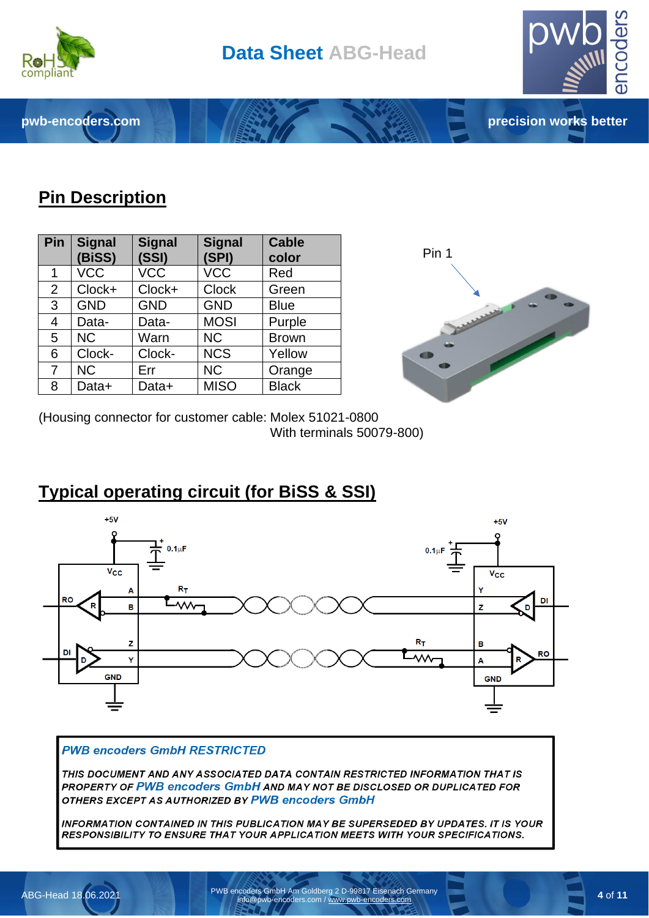## Pin Description

| Pin | Signal (BiSS) | Signal (SSI) | Signal (SPI) | Cable color |
|---|---|---|---|---|
| 1 | VCC | VCC | VCC | Red |
| 2 | Clock+ | Clock+ | Clock | Green |
| 3 | GND | GND | GND | Blue |
| 4 | Data- | Data- | MOSI | Purple |
| 5 | NC | Warn | NC | Brown |
| 6 | Clock- | Clock- | NCS | Yellow |
| 7 | NC | Err | NC | Orange |
| 8 | Data+ | Data+ | MISO | Black |

(Housing connector for customer cable: Molex 51021-0800
With terminals 50079-800)

## Typical operating circuit (for BiSS & SSI)

***PWB encoders GmbH RESTRICTED***

***THIS DOCUMENT AND ANY ASSOCIATED DATA CONTAIN RESTRICTED INFORMATION THAT IS PROPERTY OF PWB encoders GmbH AND MAY NOT BE DISCLOSED OR DUPLICATED FOR OTHERS EXCEPT AS AUTHORIZED BY PWB encoders GmbH***

***INFORMATION CONTAINED IN THIS PUBLICATION MAY BE SUPERSEDED BY UPDATES. IT IS YOUR RESPONSIBILITY TO ENSURE THAT YOUR APPLICATION MEETS WITH YOUR SPECIFICATIONS.***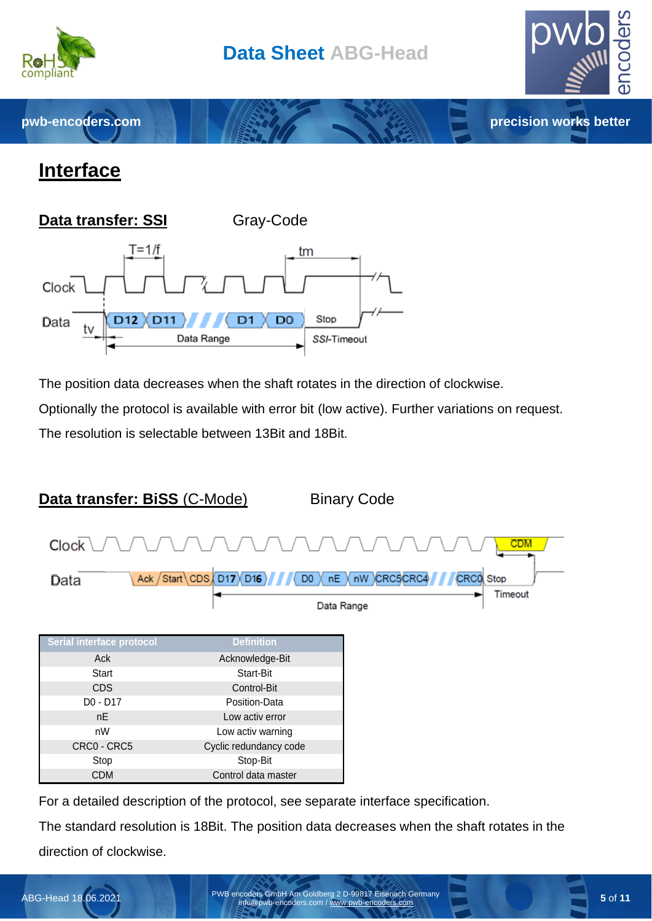# Interface

## Data transfer: SSI

Gray-Code

The position data decreases when the shaft rotates in the direction of clockwise.

Optionally the protocol is available with error bit (low active). Further variations on request.

The resolution is selectable between 13Bit and 18Bit.

## Data transfer: BiSS (C-Mode)

Binary Code

| Serial interface protocol | Definition |
| --- | --- |
| Ack | Acknowledge-Bit |
| Start | Start-Bit |
| CDS | Control-Bit |
| D0 - D17 | Position-Data |
| nE | Low activ error |
| nW | Low activ warning |
| CRC0 - CRC5 | Cyclic redundancy code |
| Stop | Stop-Bit |
| CDM | Control data master |

For a detailed description of the protocol, see separate interface specification.

The standard resolution is 18Bit. The position data decreases when the shaft rotates in the direction of clockwise.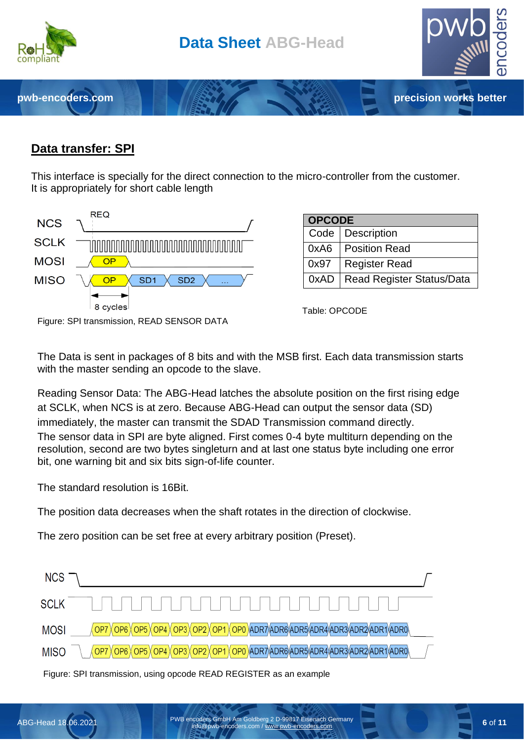## Data transfer: SPI

This interface is specially for the direct connection to the micro-controller from the customer.
It is appropriately for short cable length

Figure: SPI transmission, READ SENSOR DATA

| OPCODE | |
|---|---|
| Code | Description |
| 0xA6 | Position Read |
| 0x97 | Register Read |
| 0xAD | Read Register Status/Data |

Table: OPCODE

The Data is sent in packages of 8 bits and with the MSB first. Each data transmission starts with the master sending an opcode to the slave.

Reading Sensor Data: The ABG-Head latches the absolute position on the first rising edge at SCLK, when NCS is at zero. Because ABG-Head can output the sensor data (SD) immediately, the master can transmit the SDAD Transmission command directly.
The sensor data in SPI are byte aligned. First comes 0-4 byte multiturn depending on the resolution, second are two bytes singleturn and at last one status byte including one error bit, one warning bit and six bits sign-of-life counter.

The standard resolution is 16Bit.

The position data decreases when the shaft rotates in the direction of clockwise.

The zero position can be set free at every arbitrary position (Preset).

Figure: SPI transmission, using opcode READ REGISTER as an example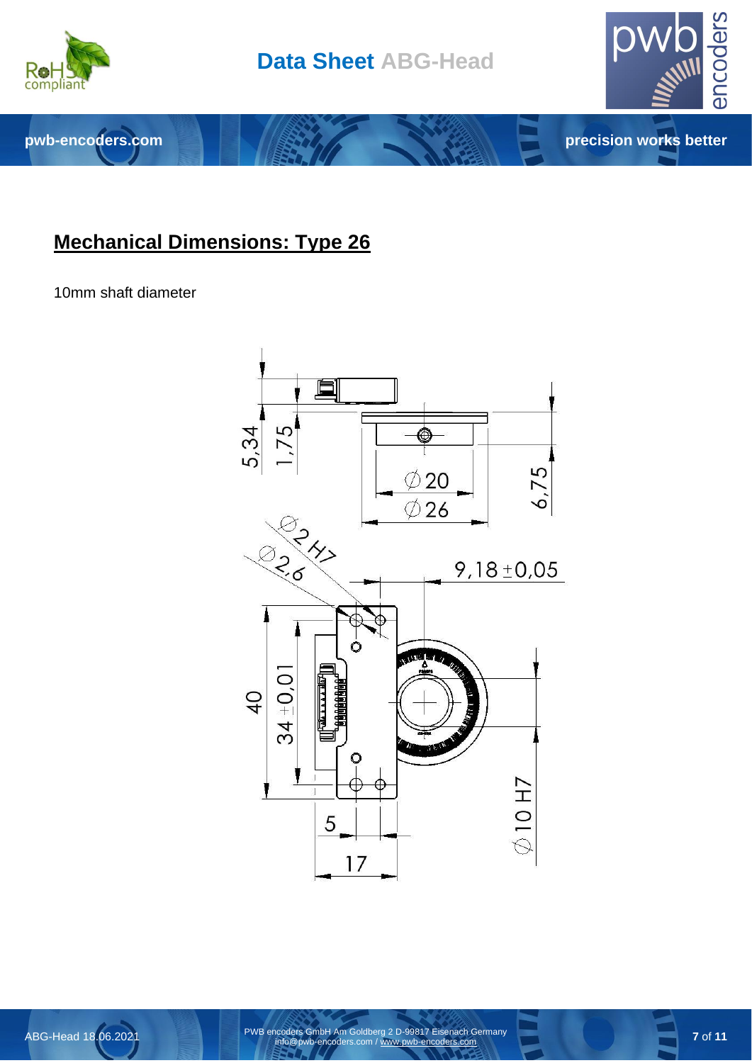## Mechanical Dimensions: Type 26

10mm shaft diameter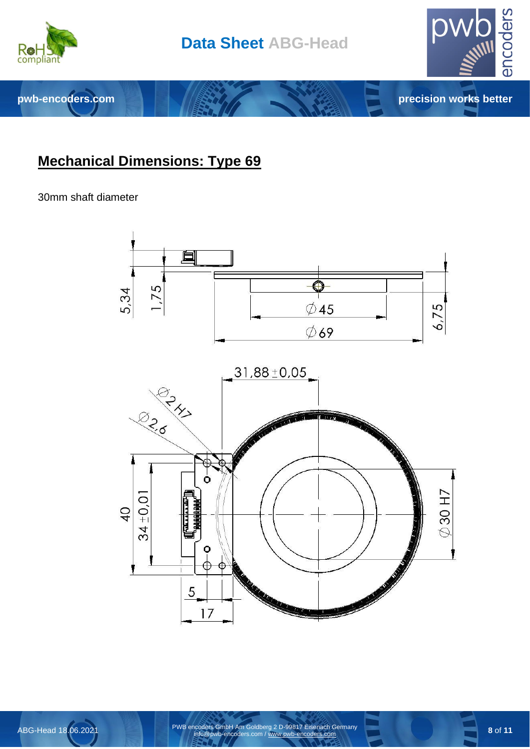## Mechanical Dimensions: Type 69

30mm shaft diameter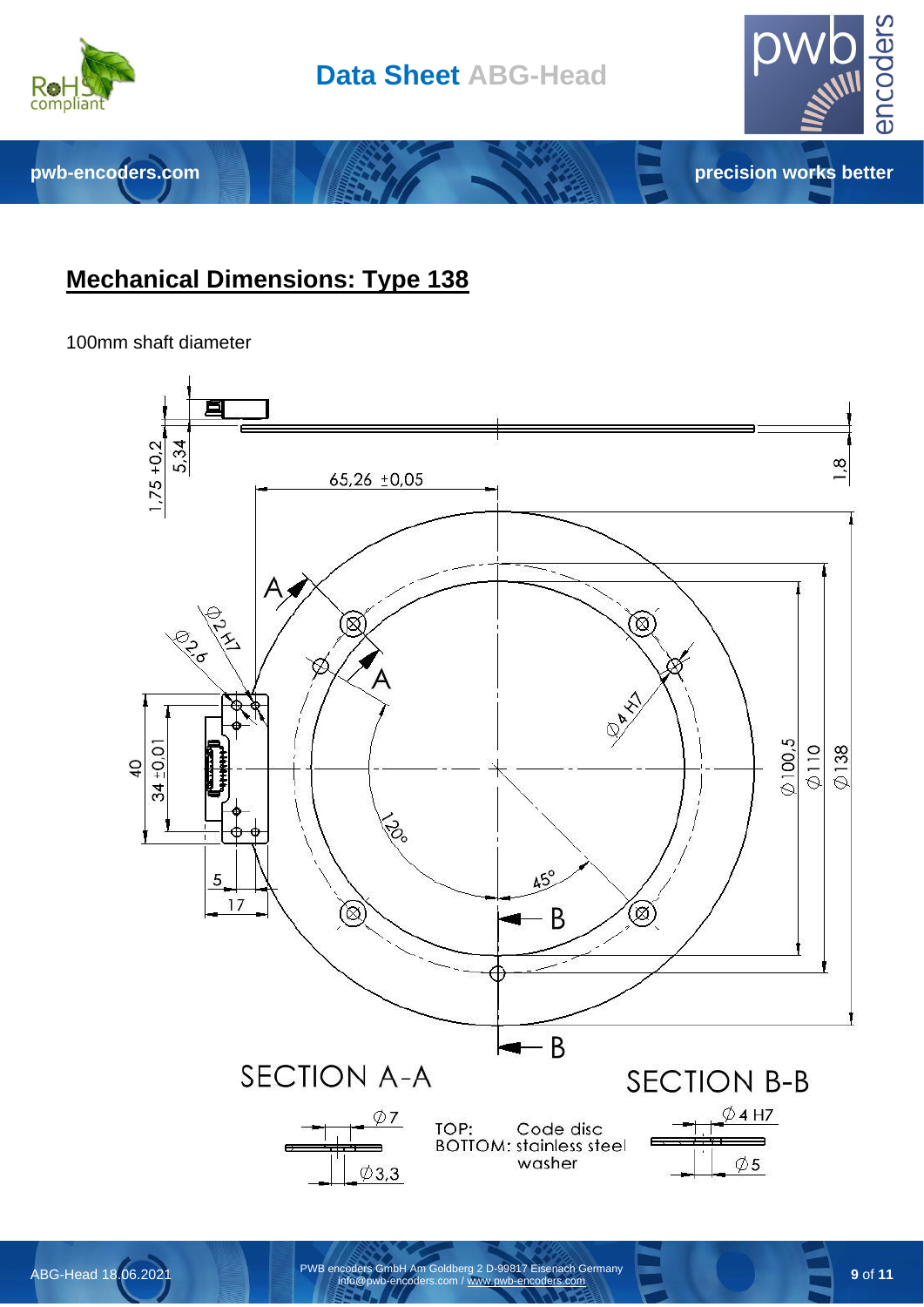## Mechanical Dimensions: Type 138

100mm shaft diameter

1,75 +0,2

5,34

1,8

65,26 ±0,05

A

A

∅2 H7

∅2,6

∅4 H7

40

34 ±0,01

120°

45°

∅100,5

∅110

∅138

5

17

B

B

SECTION A-A

∅7

∅3,3

TOP: Code disc
BOTTOM: stainless steel washer

SECTION B-B

∅4 H7

∅5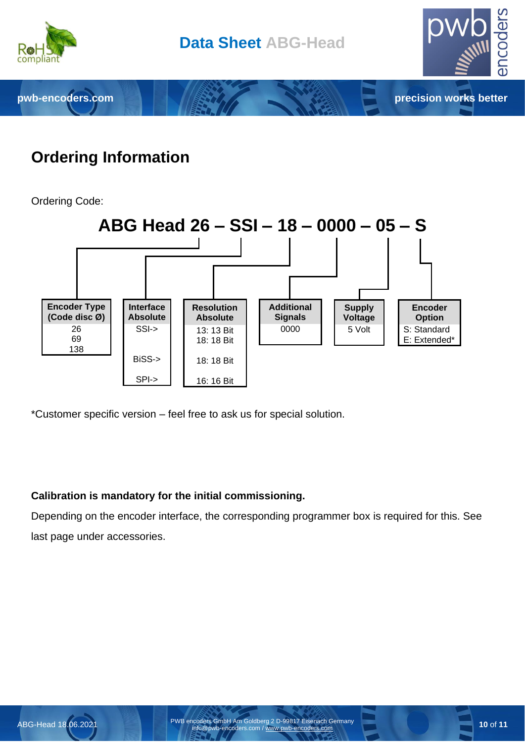# Ordering Information

Ordering Code:

**ABG Head 26 – SSI – 18 – 0000 – 05 – S**

| Encoder Type (Code disc Ø) | Interface Absolute | Resolution Absolute | Additional Signals | Supply Voltage | Encoder Option |
|---|---|---|---|---|---|
| 26<br>69<br>138 | SSI-> | 13: 13 Bit<br>18: 18 Bit | 0000 | 5 Volt | S: Standard<br>E: Extended* |
| | BiSS-> | 18: 18 Bit | | | |
| | SPI-> | 16: 16 Bit | | | |

*Customer specific version – feel free to ask us for special solution.

**Calibration is mandatory for the initial commissioning.**

Depending on the encoder interface, the corresponding programmer box is required for this. See last page under accessories.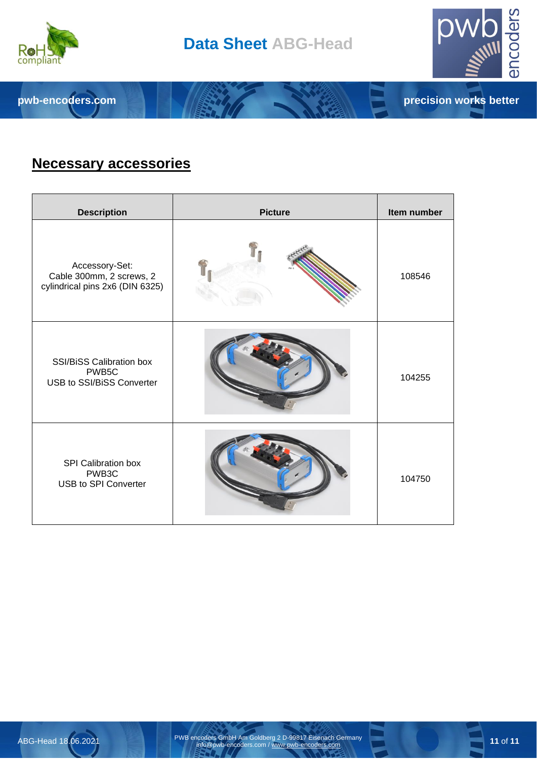## Necessary accessories

| Description | Picture | Item number |
| --- | --- | --- |
| Accessory-Set: Cable 300mm, 2 screws, 2 cylindrical pins 2x6 (DIN 6325) | | 108546 |
| SSI/BiSS Calibration box PWB5C USB to SSI/BiSS Converter | | 104255 |
| SPI Calibration box PWB3C USB to SPI Converter | | 104750 |